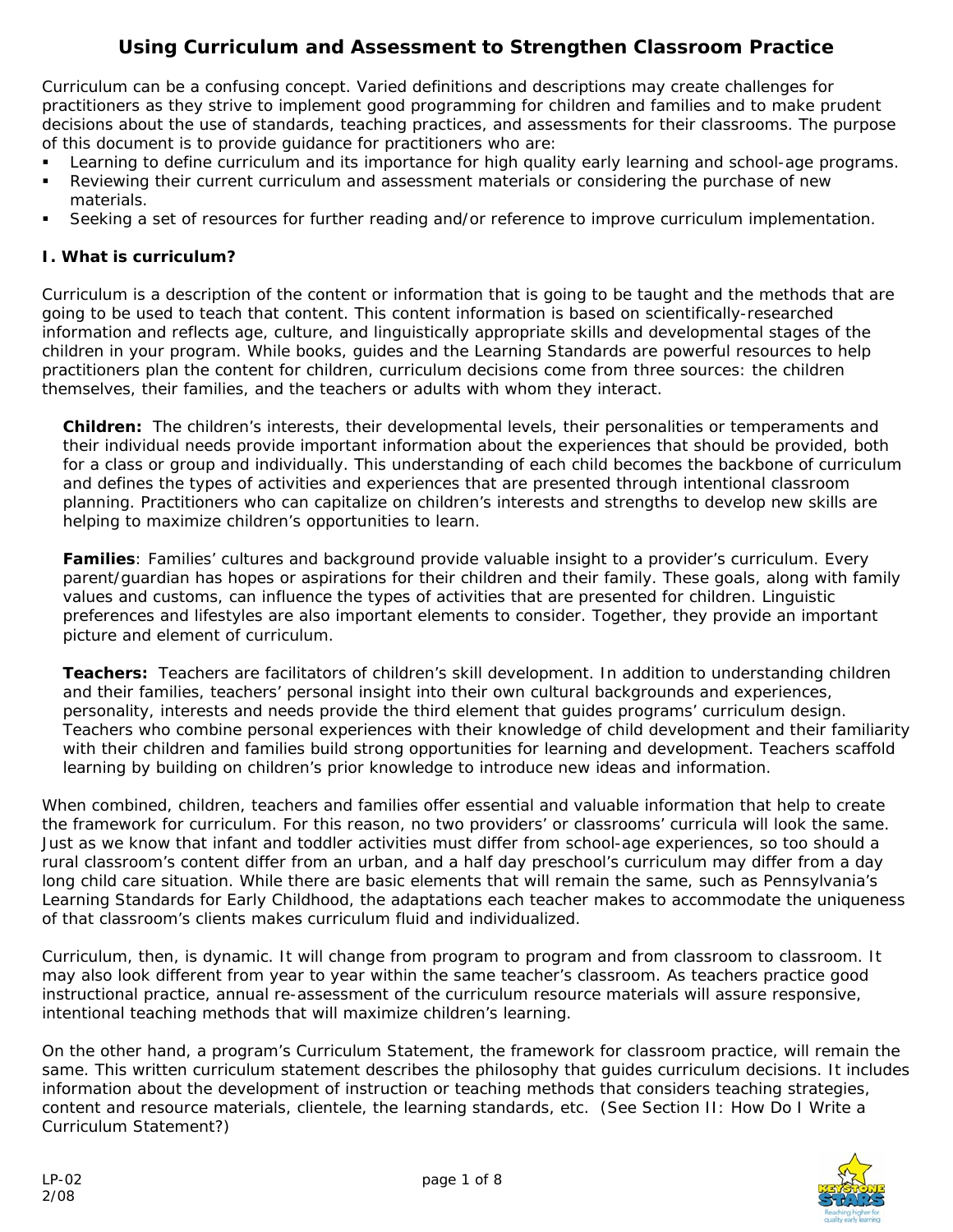# Using Curriculum and Assessment to Strengthen Classroom Practice

Curriculum can be a confusing concept. Varied definitions and descriptions may create challenges for practitioners as they strive to implement good programming for children and families and to make prudent decisions about the use of standards, teaching practices, and assessments for their classrooms. The purpose of this document is to provide guidance for practitioners who are:

- Learning to define curriculum and its importance for high quality early learning and school-age programs.
- Reviewing their current curriculum and assessment materials or considering the purchase of new materials.
- Seeking a set of resources for further reading and/or reference to improve curriculum implementation.

## I. What is curriculum?

Curriculum is a description of the content or information that is going to be taught and the methods that are going to be used to teach that content. This content information is based on scientifically-researched information and reflects age, culture, and linguistically appropriate skills and developmental stages of the children in your program. While books, guides and the Learning Standards are powerful resources to help practitioners plan the content for children, curriculum decisions come from three sources: the children themselves, their families, and the teachers or adults with whom they interact.

**Children:** The children's interests, their developmental levels, their personalities or temperaments and their individual needs provide important information about the experiences that should be provided, both for a class or group and individually. This understanding of each child becomes the backbone of curriculum and defines the types of activities and experiences that are presented through intentional classroom planning. Practitioners who can capitalize on children's interests and strengths to develop new skills are helping to maximize children's opportunities to learn.

**Families**: Families' cultures and background provide valuable insight to a provider's curriculum. Every parent/guardian has hopes or aspirations for their children and their family. These goals, along with family values and customs, can influence the types of activities that are presented for children. Linguistic preferences and lifestyles are also important elements to consider. Together, they provide an important picture and element of curriculum.

**Teachers:** Teachers are facilitators of children's skill development. In addition to understanding children and their families, teachers' personal insight into their own cultural backgrounds and experiences, personality, interests and needs provide the third element that guides programs' curriculum design. Teachers who combine personal experiences with their knowledge of child development and their familiarity with their children and families build strong opportunities for learning and development. Teachers scaffold learning by building on children's prior knowledge to introduce new ideas and information.

When combined, children, teachers and families offer essential and valuable information that help to create the framework for curriculum. For this reason, no two providers' or classrooms' curricula will look the same. Just as we know that infant and toddler activities must differ from school-age experiences, so too should a rural classroom's content differ from an urban, and a half day preschool's curriculum may differ from a day long child care situation. While there are basic elements that will remain the same, such as Pennsylvania's Learning Standards for Early Childhood, the adaptations each teacher makes to accommodate the uniqueness of that classroom's clients makes curriculum fluid and individualized.

Curriculum, then, is dynamic. It will change from program to program and from classroom to classroom. It may also look different from year to year within the same teacher's classroom. As teachers practice good instructional practice, annual re-assessment of the curriculum resource materials will assure responsive, intentional teaching methods that will maximize children's learning.

On the other hand, a program's Curriculum Statement, the framework for classroom practice, will remain the same. This written curriculum statement describes the philosophy that guides curriculum decisions. It includes information about the development of instruction or teaching methods that considers teaching strategies, content and resource materials, clientele, the learning standards, etc. (See Section II: How Do I Write a Curriculum Statement?)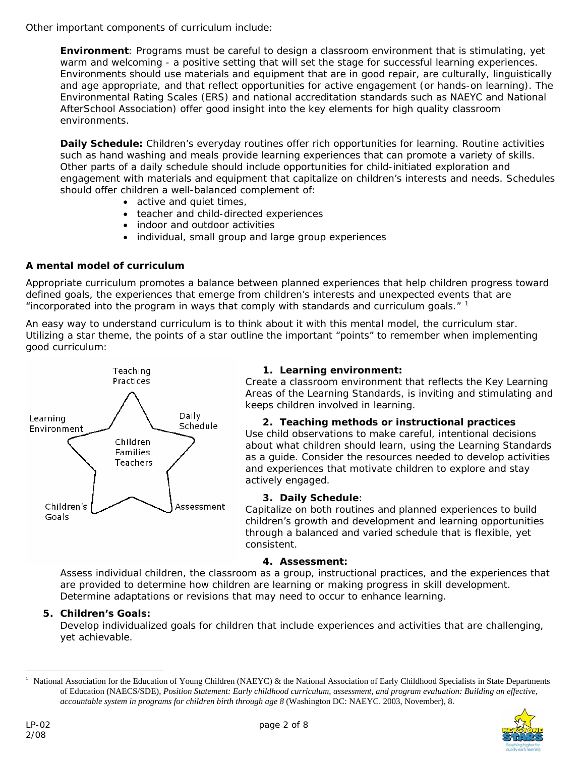Other important components of curriculum include:

**Environment**: Programs must be careful to design a classroom environment that is stimulating, yet warm and welcoming - a positive setting that will set the stage for successful learning experiences. Environments should use materials and equipment that are in good repair, are culturally, linguistically and age appropriate, and that reflect opportunities for active engagement (or hands-on learning). The Environmental Rating Scales (ERS) and national accreditation standards such as NAEYC and National AfterSchool Association) offer good insight into the key elements for high quality classroom environments.

**Daily Schedule:** Children's everyday routines offer rich opportunities for learning. Routine activities such as hand washing and meals provide learning experiences that can promote a variety of skills. Other parts of a daily schedule should include opportunities for child-initiated exploration and engagement with materials and equipment that capitalize on children's interests and needs. Schedules should offer children a well-balanced complement of:

- active and quiet times,
- teacher and child-directed experiences
- indoor and outdoor activities
- individual, small group and large group experiences

### A mental model of curriculum

Appropriate curriculum promotes a balance between planned experiences that help children progress toward defined goals, the experiences that emerge from children's interests and unexpected events that are "incorporated into the program in ways that comply with standards and curriculum goals." [1]

An easy way to understand curriculum is to think about it with this mental model, the curriculum star. Utilizing a star theme, the points of a star outline the important "points" to remember when implementing good curriculum:

Teaching Practices

Learning Environment

Daily Schedule

Children Families Teachers

Children's Goals

Assessment

1. **Learning environment:**
Create a classroom environment that reflects the Key Learning Areas of the Learning Standards, is inviting and stimulating and keeps children involved in learning.

2. **Teaching methods or instructional practices**
Use child observations to make careful, intentional decisions about what children should learn, using the Learning Standards as a guide. Consider the resources needed to develop activities and experiences that motivate children to explore and stay actively engaged.

3. **Daily Schedule**:
Capitalize on both routines and planned experiences to build children's growth and development and learning opportunities through a balanced and varied schedule that is flexible, yet consistent.

4. **Assessment:**
Assess individual children, the classroom as a group, instructional practices, and the experiences that are provided to determine how children are learning or making progress in skill development. Determine adaptations or revisions that may need to occur to enhance learning.

5. **Children's Goals:**
Develop individualized goals for children that include experiences and activities that are challenging, yet achievable.

---

[1] National Association for the Education of Young Children (NAEYC) & the National Association of Early Childhood Specialists in State Departments of Education (NAECS/SDE), *Position Statement: Early childhood curriculum, assessment, and program evaluation: Building an effective, accountable system in programs for children birth through age 8* (Washington DC: NAEYC. 2003, November), 8.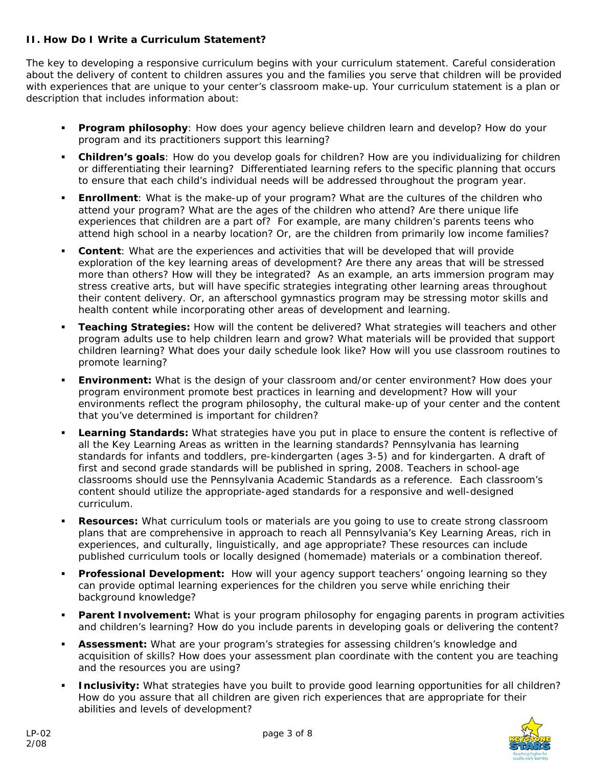## II. How Do I Write a Curriculum Statement?

The key to developing a responsive curriculum begins with your curriculum statement. Careful consideration about the delivery of content to children assures you and the families you serve that children will be provided with experiences that are unique to your center's classroom make-up. Your curriculum statement is a plan or description that includes information about:

- **Program philosophy**: How does your agency believe children learn and develop? How do your program and its practitioners support this learning?
- **Children's goals**: How do you develop goals for children? How are you individualizing for children or differentiating their learning? Differentiated learning refers to the specific planning that occurs to ensure that each child's individual needs will be addressed throughout the program year.
- **Enrollment**: What is the make-up of your program? What are the cultures of the children who attend your program? What are the ages of the children who attend? Are there unique life experiences that children are a part of? For example, are many children's parents teens who attend high school in a nearby location? Or, are the children from primarily low income families?
- **Content**: What are the experiences and activities that will be developed that will provide exploration of the key learning areas of development? Are there any areas that will be stressed more than others? How will they be integrated? As an example, an arts immersion program may stress creative arts, but will have specific strategies integrating other learning areas throughout their content delivery. Or, an afterschool gymnastics program may be stressing motor skills and health content while incorporating other areas of development and learning.
- **Teaching Strategies:** How will the content be delivered? What strategies will teachers and other program adults use to help children learn and grow? What materials will be provided that support children learning? What does your daily schedule look like? How will you use classroom routines to promote learning?
- **Environment:** What is the design of your classroom and/or center environment? How does your program environment promote best practices in learning and development? How will your environments reflect the program philosophy, the cultural make-up of your center and the content that you've determined is important for children?
- **Learning Standards:** What strategies have you put in place to ensure the content is reflective of all the Key Learning Areas as written in the learning standards? Pennsylvania has learning standards for infants and toddlers, pre-kindergarten (ages 3-5) and for kindergarten. A draft of first and second grade standards will be published in spring, 2008. Teachers in school-age classrooms should use the Pennsylvania Academic Standards as a reference. Each classroom's content should utilize the appropriate-aged standards for a responsive and well-designed curriculum.
- **Resources:** What curriculum tools or materials are you going to use to create strong classroom plans that are comprehensive in approach to reach all Pennsylvania's Key Learning Areas, rich in experiences, and culturally, linguistically, and age appropriate? These resources can include published curriculum tools or locally designed (homemade) materials or a combination thereof.
- **Professional Development:** How will your agency support teachers' ongoing learning so they can provide optimal learning experiences for the children you serve while enriching their background knowledge?
- **Parent Involvement:** What is your program philosophy for engaging parents in program activities and children's learning? How do you include parents in developing goals or delivering the content?
- **Assessment:** What are your program's strategies for assessing children's knowledge and acquisition of skills? How does your assessment plan coordinate with the content you are teaching and the resources you are using?
- **Inclusivity:** What strategies have you built to provide good learning opportunities for all children? How do you assure that all children are given rich experiences that are appropriate for their abilities and levels of development?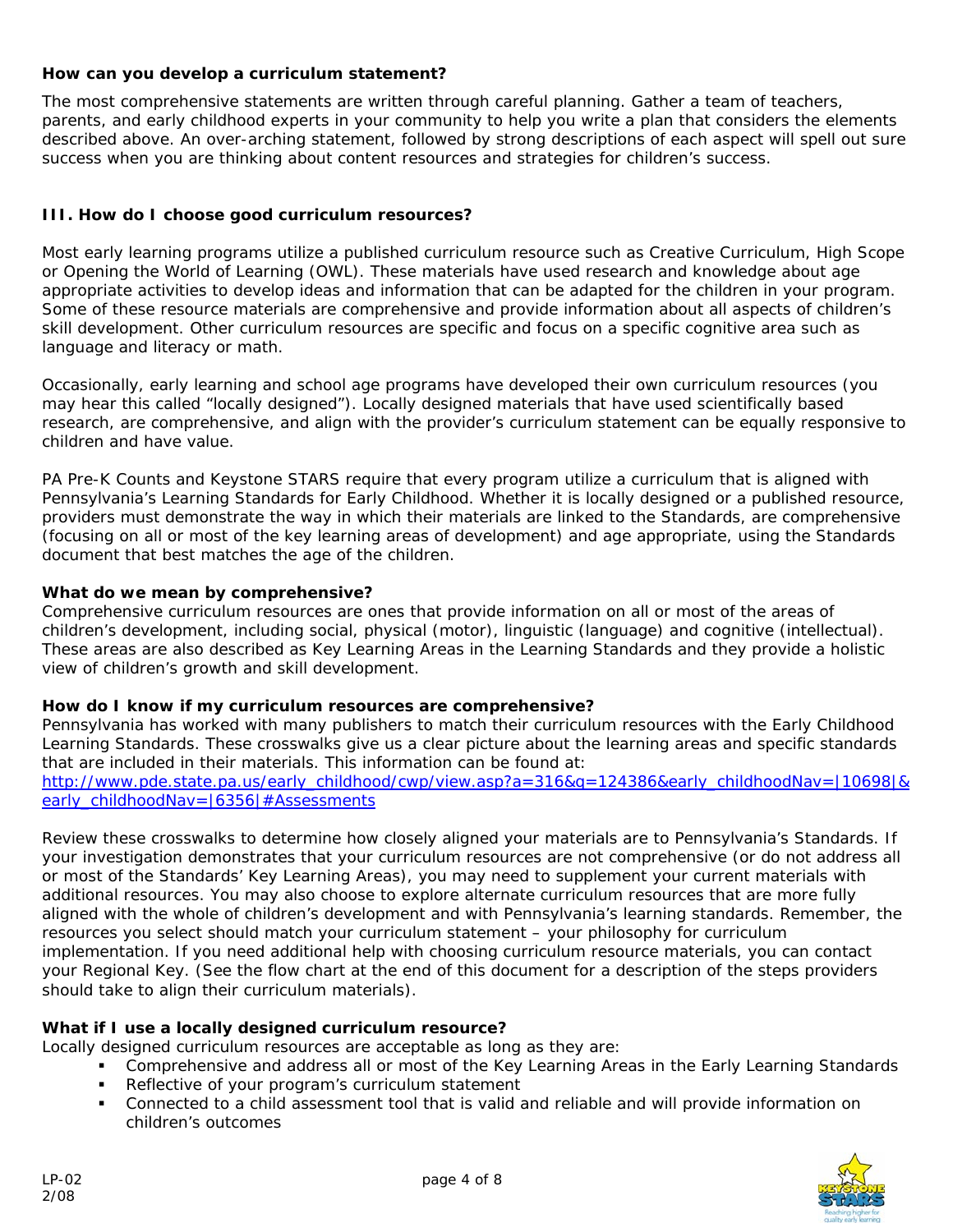**How can you develop a curriculum statement?**

The most comprehensive statements are written through careful planning. Gather a team of teachers, parents, and early childhood experts in your community to help you write a plan that considers the elements described above. An over-arching statement, followed by strong descriptions of each aspect will spell out sure success when you are thinking about content resources and strategies for children's success.

## III. How do I choose good curriculum resources?

Most early learning programs utilize a published curriculum resource such as Creative Curriculum, High Scope or Opening the World of Learning (OWL). These materials have used research and knowledge about age appropriate activities to develop ideas and information that can be adapted for the children in your program. Some of these resource materials are comprehensive and provide information about all aspects of children's skill development. Other curriculum resources are specific and focus on a specific cognitive area such as language and literacy or math.

Occasionally, early learning and school age programs have developed their own curriculum resources (you may hear this called "locally designed"). Locally designed materials that have used scientifically based research, are comprehensive, and align with the provider's curriculum statement can be equally responsive to children and have value.

PA Pre-K Counts and Keystone STARS require that every program utilize a curriculum that is aligned with Pennsylvania's Learning Standards for Early Childhood. Whether it is locally designed or a published resource, providers must demonstrate the way in which their materials are linked to the Standards, are comprehensive (focusing on all or most of the key learning areas of development) and age appropriate, using the Standards document that best matches the age of the children.

**What do we mean by comprehensive?**

Comprehensive curriculum resources are ones that provide information on all or most of the areas of children's development, including social, physical (motor), linguistic (language) and cognitive (intellectual). These areas are also described as Key Learning Areas in the Learning Standards and they provide a holistic view of children's growth and skill development.

**How do I know if my curriculum resources are comprehensive?**

Pennsylvania has worked with many publishers to match their curriculum resources with the Early Childhood Learning Standards. These crosswalks give us a clear picture about the learning areas and specific standards that are included in their materials. This information can be found at:
http://www.pde.state.pa.us/early_childhood/cwp/view.asp?a=316&q=124386&early_childhoodNav=|10698|&early_childhoodNav=|6356|#Assessments

Review these crosswalks to determine how closely aligned your materials are to Pennsylvania's Standards. If your investigation demonstrates that your curriculum resources are not comprehensive (or do not address all or most of the Standards' Key Learning Areas), you may need to supplement your current materials with additional resources. You may also choose to explore alternate curriculum resources that are more fully aligned with the whole of children's development and with Pennsylvania's learning standards. Remember, the resources you select should match your curriculum statement – your philosophy for curriculum implementation. If you need additional help with choosing curriculum resource materials, you can contact your Regional Key. (See the flow chart at the end of this document for a description of the steps providers should take to align their curriculum materials).

**What if I use a locally designed curriculum resource?**

Locally designed curriculum resources are acceptable as long as they are:

- Comprehensive and address all or most of the Key Learning Areas in the Early Learning Standards
- Reflective of your program's curriculum statement
- Connected to a child assessment tool that is valid and reliable and will provide information on children's outcomes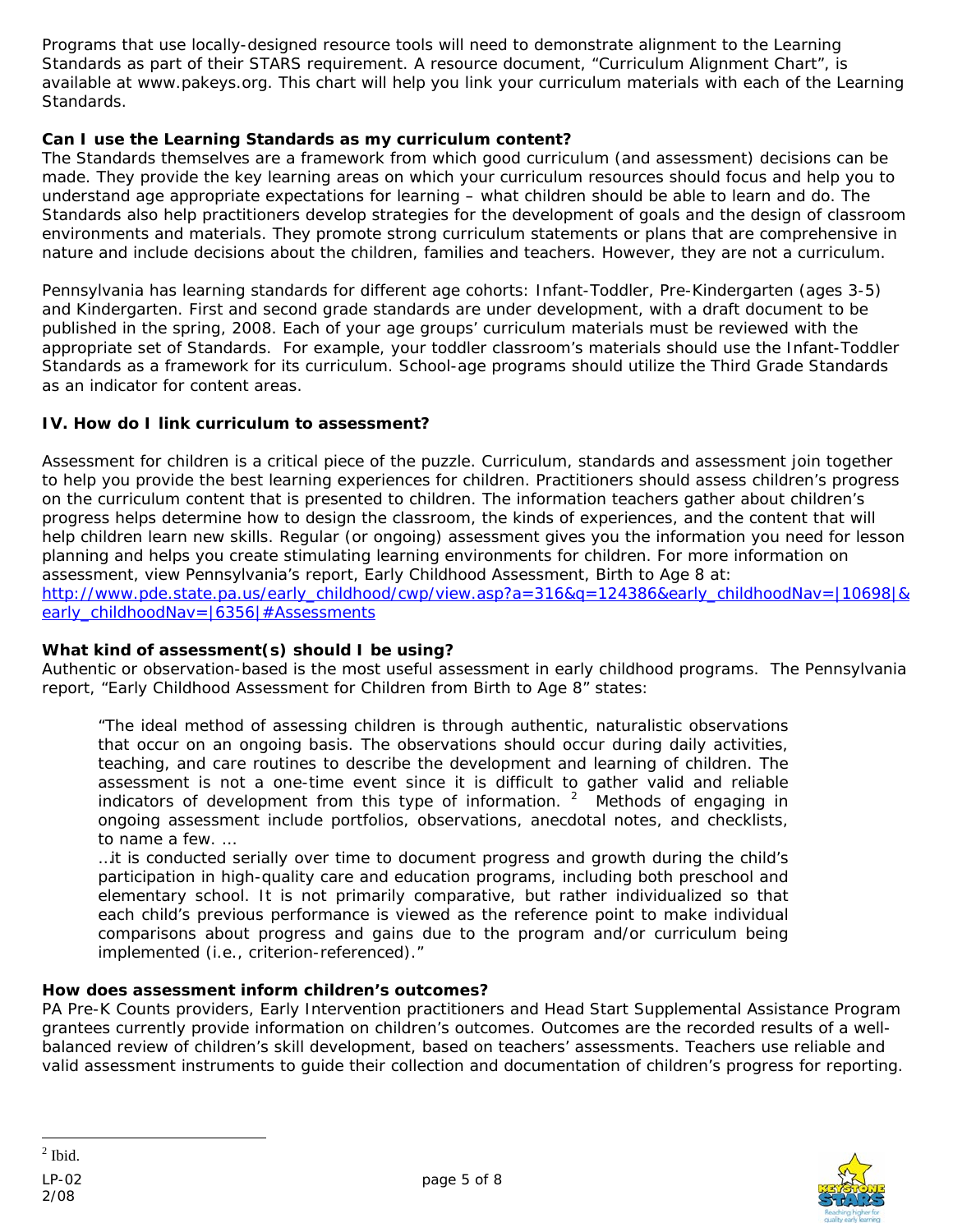Programs that use locally-designed resource tools will need to demonstrate alignment to the Learning Standards as part of their STARS requirement. A resource document, "Curriculum Alignment Chart", is available at www.pakeys.org. This chart will help you link your curriculum materials with each of the Learning Standards.

**Can I use the Learning Standards as my curriculum content?**
The Standards themselves are a framework from which good curriculum (and assessment) decisions can be made. They provide the key learning areas on which your curriculum resources should focus and help you to understand age appropriate expectations for learning – what children should be able to learn and do. The Standards also help practitioners develop strategies for the development of goals and the design of classroom environments and materials. They promote strong curriculum statements or plans that are comprehensive in nature and include decisions about the children, families and teachers. However, they are not a curriculum.

Pennsylvania has learning standards for different age cohorts: Infant-Toddler, Pre-Kindergarten (ages 3-5) and Kindergarten. First and second grade standards are under development, with a draft document to be published in the spring, 2008. Each of your age groups' curriculum materials must be reviewed with the appropriate set of Standards. For example, your toddler classroom's materials should use the Infant-Toddler Standards as a framework for its curriculum. School-age programs should utilize the Third Grade Standards as an indicator for content areas.

## IV. How do I link curriculum to assessment?

Assessment for children is a critical piece of the puzzle. Curriculum, standards and assessment join together to help you provide the best learning experiences for children. Practitioners should assess children's progress on the curriculum content that is presented to children. The information teachers gather about children's progress helps determine how to design the classroom, the kinds of experiences, and the content that will help children learn new skills. Regular (or ongoing) assessment gives you the information you need for lesson planning and helps you create stimulating learning environments for children. For more information on assessment, view Pennsylvania's report, Early Childhood Assessment, Birth to Age 8 at: http://www.pde.state.pa.us/early_childhood/cwp/view.asp?a=316&q=124386&early_childhoodNav=|10698|&early_childhoodNav=|6356|#Assessments

**What kind of assessment(s) should I be using?**
Authentic or observation-based is the most useful assessment in early childhood programs. The Pennsylvania report, "Early Childhood Assessment for Children from Birth to Age 8" states:

> "The ideal method of assessing children is through authentic, naturalistic observations that occur on an ongoing basis. The observations should occur during daily activities, teaching, and care routines to describe the development and learning of children. The assessment is not a one-time event since it is difficult to gather valid and reliable indicators of development from this type of information. [2] Methods of engaging in ongoing assessment include portfolios, observations, anecdotal notes, and checklists, to name a few. …
>
> …it is conducted serially over time to document progress and growth during the child's participation in high-quality care and education programs, including both preschool and elementary school. It is not primarily comparative, but rather individualized so that each child's previous performance is viewed as the reference point to make individual comparisons about progress and gains due to the program and/or curriculum being implemented (i.e., criterion-referenced)."

**How does assessment inform children's outcomes?**
PA Pre-K Counts providers, Early Intervention practitioners and Head Start Supplemental Assistance Program grantees currently provide information on children's outcomes. Outcomes are the recorded results of a well-balanced review of children's skill development, based on teachers' assessments. Teachers use reliable and valid assessment instruments to guide their collection and documentation of children's progress for reporting.

[2] Ibid.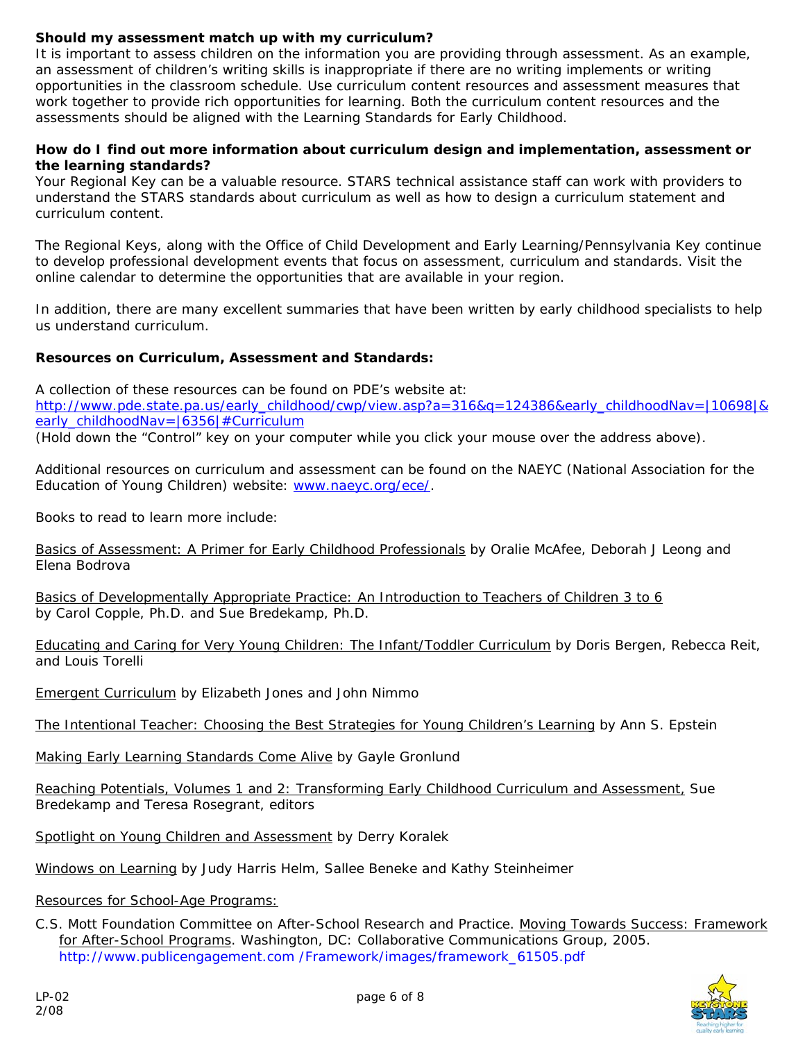**Should my assessment match up with my curriculum?**

It is important to assess children on the information you are providing through assessment. As an example, an assessment of children's writing skills is inappropriate if there are no writing implements or writing opportunities in the classroom schedule. Use curriculum content resources and assessment measures that work together to provide rich opportunities for learning. Both the curriculum content resources and the assessments should be aligned with the Learning Standards for Early Childhood.

**How do I find out more information about curriculum design and implementation, assessment or the learning standards?**

Your Regional Key can be a valuable resource. STARS technical assistance staff can work with providers to understand the STARS standards about curriculum as well as how to design a curriculum statement and curriculum content.

The Regional Keys, along with the Office of Child Development and Early Learning/Pennsylvania Key continue to develop professional development events that focus on assessment, curriculum and standards. Visit the online calendar to determine the opportunities that are available in your region.

In addition, there are many excellent summaries that have been written by early childhood specialists to help us understand curriculum.

**Resources on Curriculum, Assessment and Standards:**

A collection of these resources can be found on PDE's website at:
http://www.pde.state.pa.us/early_childhood/cwp/view.asp?a=316&q=124386&early_childhoodNav=|10698|&early_childhoodNav=|6356|#Curriculum
(Hold down the "Control" key on your computer while you click your mouse over the address above).

Additional resources on curriculum and assessment can be found on the NAEYC (National Association for the Education of Young Children) website: www.naeyc.org/ece/.

Books to read to learn more include:

Basics of Assessment: A Primer for Early Childhood Professionals by Oralie McAfee, Deborah J Leong and Elena Bodrova

Basics of Developmentally Appropriate Practice: An Introduction to Teachers of Children 3 to 6 by Carol Copple, Ph.D. and Sue Bredekamp, Ph.D.

Educating and Caring for Very Young Children: The Infant/Toddler Curriculum by Doris Bergen, Rebecca Reit, and Louis Torelli

Emergent Curriculum by Elizabeth Jones and John Nimmo

The Intentional Teacher: Choosing the Best Strategies for Young Children's Learning by Ann S. Epstein

Making Early Learning Standards Come Alive by Gayle Gronlund

Reaching Potentials, Volumes 1 and 2: Transforming Early Childhood Curriculum and Assessment, Sue Bredekamp and Teresa Rosegrant, editors

Spotlight on Young Children and Assessment by Derry Koralek

Windows on Learning by Judy Harris Helm, Sallee Beneke and Kathy Steinheimer

Resources for School-Age Programs:

C.S. Mott Foundation Committee on After-School Research and Practice. Moving Towards Success: Framework for After-School Programs. Washington, DC: Collaborative Communications Group, 2005. http://www.publicengagement.com /Framework/images/framework_61505.pdf

LP-02
2/08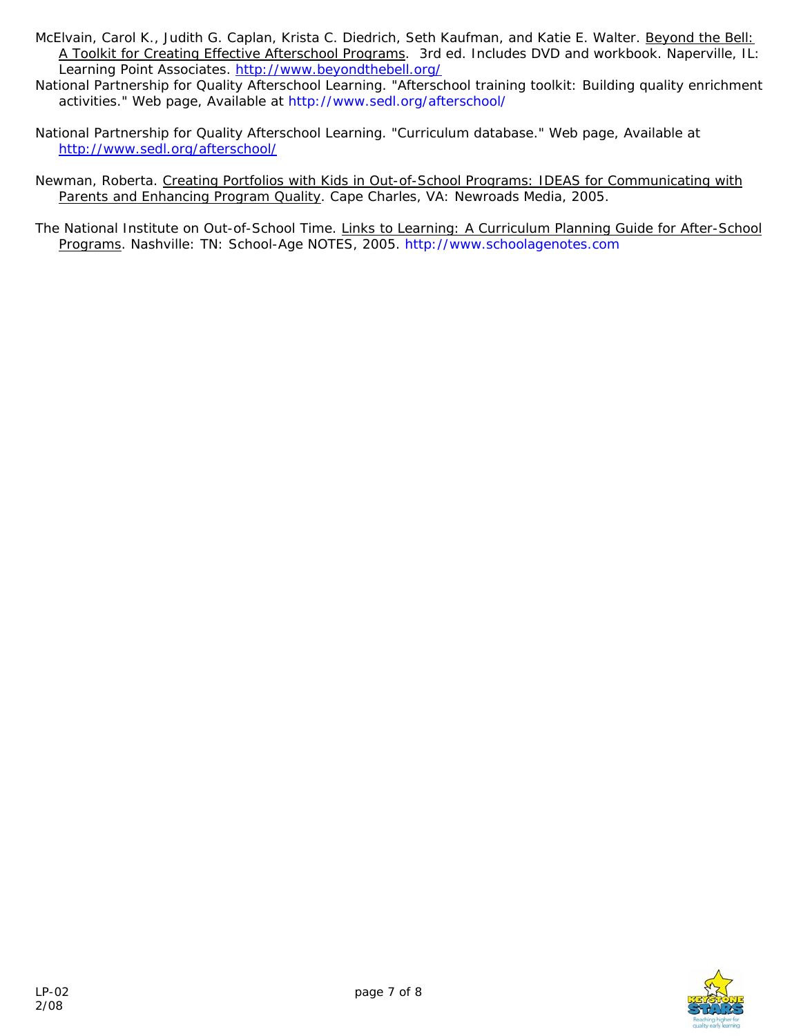McElvain, Carol K., Judith G. Caplan, Krista C. Diedrich, Seth Kaufman, and Katie E. Walter. Beyond the Bell: A Toolkit for Creating Effective Afterschool Programs. 3rd ed. Includes DVD and workbook. Naperville, IL: Learning Point Associates. http://www.beyondthebell.org/

National Partnership for Quality Afterschool Learning. "Afterschool training toolkit: Building quality enrichment activities." Web page, Available at http://www.sedl.org/afterschool/

National Partnership for Quality Afterschool Learning. "Curriculum database." Web page, Available at http://www.sedl.org/afterschool/

Newman, Roberta. Creating Portfolios with Kids in Out-of-School Programs: IDEAS for Communicating with Parents and Enhancing Program Quality. Cape Charles, VA: Newroads Media, 2005.

The National Institute on Out-of-School Time. Links to Learning: A Curriculum Planning Guide for After-School Programs. Nashville: TN: School-Age NOTES, 2005. http://www.schoolagenotes.com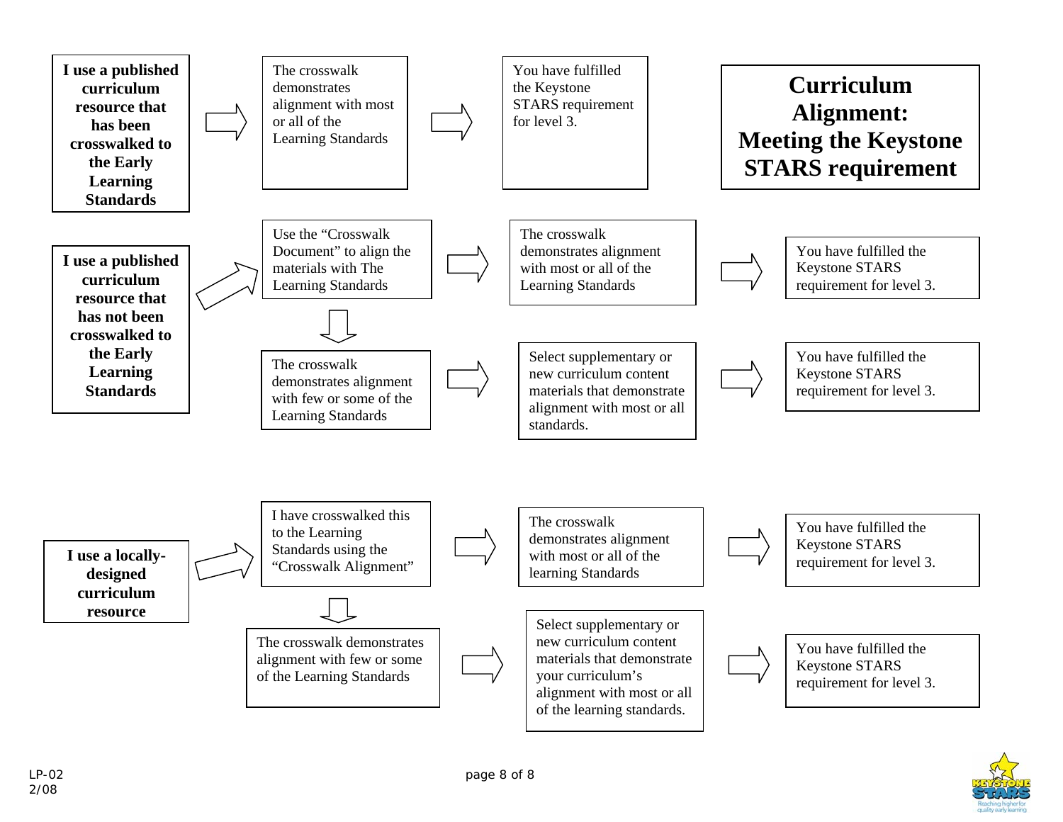# Curriculum Alignment: Meeting the Keystone STARS requirement

**I use a published curriculum resource that has been crosswalked to the Early Learning Standards**

→ The crosswalk demonstrates alignment with most or all of the Learning Standards

→ You have fulfilled the Keystone STARS requirement for level 3.

**I use a published curriculum resource that has not been crosswalked to the Early Learning Standards**

→ Use the "Crosswalk Document" to align the materials with The Learning Standards

→ The crosswalk demonstrates alignment with most or all of the Learning Standards

→ You have fulfilled the Keystone STARS requirement for level 3.

↓ The crosswalk demonstrates alignment with few or some of the Learning Standards

→ Select supplementary or new curriculum content materials that demonstrate alignment with most or all standards.

→ You have fulfilled the Keystone STARS requirement for level 3.

**I use a locally-designed curriculum resource**

→ I have crosswalked this to the Learning Standards using the "Crosswalk Alignment"

→ The crosswalk demonstrates alignment with most or all of the learning Standards

→ You have fulfilled the Keystone STARS requirement for level 3.

↓ The crosswalk demonstrates alignment with few or some of the Learning Standards

→ Select supplementary or new curriculum content materials that demonstrate your curriculum's alignment with most or all of the learning standards.

→ You have fulfilled the Keystone STARS requirement for level 3.

LP-02
2/08